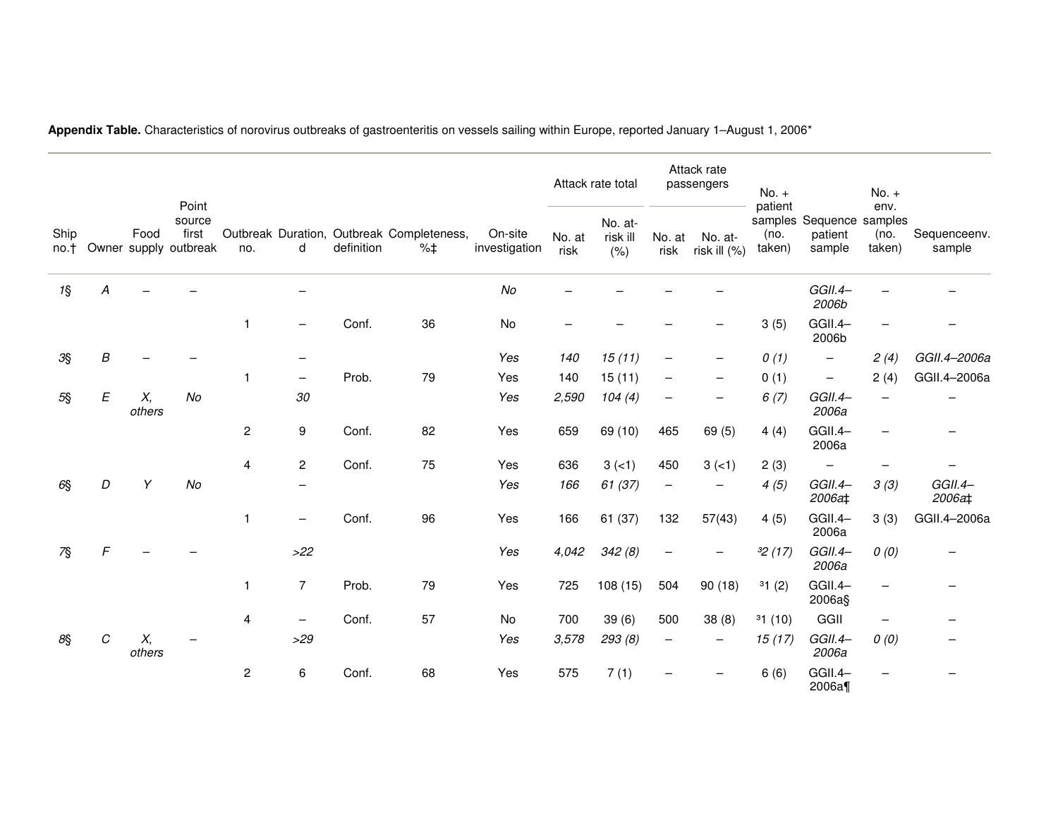**Appendix Table.** Characteristics of norovirus outbreaks of gastroenteritis on vessels sailing within Europe, reported January 1–August 1, 2006*

| Ship no.† | Owner | Food supply | Point source first outbreak | Outbreak no. | Duration, d | Outbreak definition | Completeness, %‡ | On-site investigation | Attack rate total | | Attack rate passengers | | No. + patient samples (no. taken) | Sequence patient sample | No. + env. samples (no. taken) | Sequenceenv. sample |
|---|---|---|---|---|---|---|---|---|---|---|---|---|---|---|---|---|
| | | | | | | | | | No. at risk | No. at-risk ill (%) | No. at risk | No. at-risk ill (%) | | | | |
| *1§* | *A* | – | – | | – | | | *No* | – | – | – | – | | *GGII.4–2006b* | – | – |
| | | | | 1 | – | Conf. | 36 | No | – | – | – | – | 3 (5) | GGII.4–2006b | – | – |
| *3§* | *B* | – | – | | – | | | *Yes* | *140* | *15 (11)* | – | – | *0 (1)* | – | *2 (4)* | *GGII.4–2006a* |
| | | | | 1 | – | Prob. | 79 | Yes | 140 | 15 (11) | – | – | 0 (1) | – | 2 (4) | GGII.4–2006a |
| *5§* | *E* | *X, others* | *No* | | *30* | | | *Yes* | *2,590* | *104 (4)* | – | – | *6 (7)* | *GGII.4–2006a* | – | – |
| | | | | 2 | 9 | Conf. | 82 | Yes | 659 | 69 (10) | 465 | 69 (5) | 4 (4) | GGII.4–2006a | – | – |
| | | | | 4 | 2 | Conf. | 75 | Yes | 636 | 3 (<1) | 450 | 3 (<1) | 2 (3) | – | – | – |
| *6§* | *D* | *Y* | *No* | | – | | | *Yes* | *166* | *61 (37)* | – | – | *4 (5)* | *GGII.4–2006a‡* | *3 (3)* | *GGII.4–2006a‡* |
| | | | | 1 | – | Conf. | 96 | Yes | 166 | 61 (37) | 132 | 57(43) | 4 (5) | GGII.4–2006a | 3 (3) | GGII.4–2006a |
| *7§* | *F* | – | – | | *>22* | | | *Yes* | *4,042* | *342 (8)* | – | – | *³2 (17)* | *GGII.4–2006a* | *0 (0)* | – |
| | | | | 1 | 7 | Prob. | 79 | Yes | 725 | 108 (15) | 504 | 90 (18) | ³1 (2) | GGII.4–2006a§ | – | – |
| | | | | 4 | – | Conf. | 57 | No | 700 | 39 (6) | 500 | 38 (8) | ³1 (10) | GGII | – | – |
| *8§* | *C* | *X, others* | – | | *>29* | | | *Yes* | *3,578* | *293 (8)* | – | – | *15 (17)* | *GGII.4–2006a* | *0 (0)* | – |
| | | | | 2 | 6 | Conf. | 68 | Yes | 575 | 7 (1) | – | – | 6 (6) | GGII.4–2006a¶ | – | – |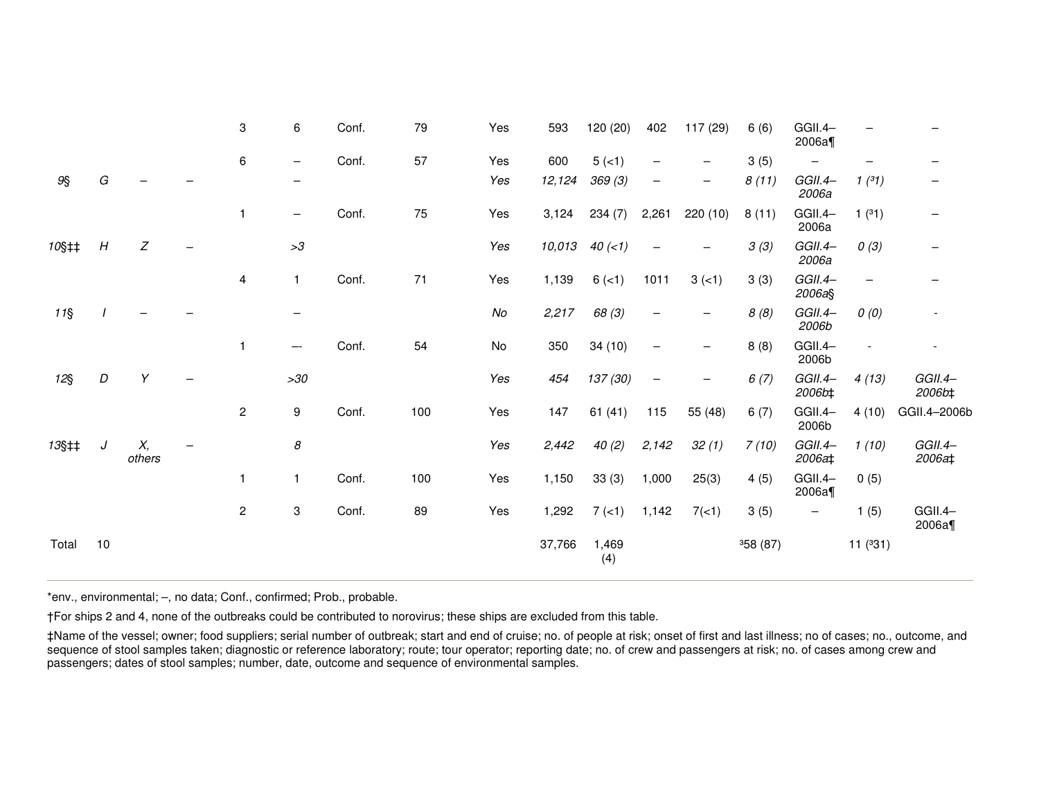| | | | | | | | | | | | | | | | | |
|---|---|---|---|---|---|---|---|---|---|---|---|---|---|---|---|---|
| | | | | 3 | 6 | Conf. | 79 | Yes | 593 | 120 (20) | 402 | 117 (29) | 6 (6) | GGII.4–2006a¶ | – | – |
| | | | | 6 | – | Conf. | 57 | Yes | 600 | 5 (<1) | – | – | 3 (5) | – | – | – |
| *9§* | *G* | *–* | *–* | | *–* | | | *Yes* | *12,124* | *369 (3)* | *–* | *–* | *8 (11)* | *GGII.4–2006a* | *1 (³1)* | *–* |
| | | | | 1 | – | Conf. | 75 | Yes | 3,124 | 234 (7) | 2,261 | 220 (10) | 8 (11) | GGII.4–2006a | 1 (³1) | – |
| *10§‡‡* | *H* | *Z* | *–* | | *>3* | | | *Yes* | *10,013* | *40 (<1)* | *–* | *–* | *3 (3)* | *GGII.4–2006a* | *0 (3)* | *–* |
| | | | | 4 | 1 | Conf. | 71 | Yes | 1,139 | 6 (<1) | 1011 | 3 (<1) | 3 (3) | *GGII.4–2006a§* | – | – |
| *11§* | *I* | *–* | *–* | | *–* | | | *No* | *2,217* | *68 (3)* | *–* | *–* | *8 (8)* | *GGII.4–2006b* | *0 (0)* | - |
| | | | | 1 | –- | Conf. | 54 | No | 350 | 34 (10) | – | – | 8 (8) | GGII.4–2006b | - | - |
| *12§* | *D* | *Y* | *–* | | *>30* | | | *Yes* | *454* | *137 (30)* | *–* | *–* | *6 (7)* | *GGII.4–2006b‡* | *4 (13)* | *GGII.4–2006b‡* |
| | | | | 2 | 9 | Conf. | 100 | Yes | 147 | 61 (41) | 115 | 55 (48) | 6 (7) | GGII.4–2006b | 4 (10) | GGII.4–2006b |
| *13§‡‡* | *J* | *X, others* | *–* | | *8* | | | *Yes* | *2,442* | *40 (2)* | *2,142* | *32 (1)* | *7 (10)* | *GGII.4–2006a‡* | *1 (10)* | *GGII.4–2006a‡* |
| | | | | 1 | 1 | Conf. | 100 | Yes | 1,150 | 33 (3) | 1,000 | 25(3) | 4 (5) | GGII.4–2006a¶ | 0 (5) | |
| | | | | 2 | 3 | Conf. | 89 | Yes | 1,292 | 7 (<1) | 1,142 | 7(<1) | 3 (5) | – | 1 (5) | GGII.4–2006a¶ |
| Total | 10 | | | | | | | | 37,766 | 1,469 (4) | | | ³58 (87) | | 11 (³31) | |

*env., environmental; –, no data; Conf., confirmed; Prob., probable.

†For ships 2 and 4, none of the outbreaks could be contributed to norovirus; these ships are excluded from this table.

‡Name of the vessel; owner; food suppliers; serial number of outbreak; start and end of cruise; no. of people at risk; onset of first and last illness; no of cases; no., outcome, and sequence of stool samples taken; diagnostic or reference laboratory; route; tour operator; reporting date; no. of crew and passengers at risk; no. of cases among crew and passengers; dates of stool samples; number, date, outcome and sequence of environmental samples.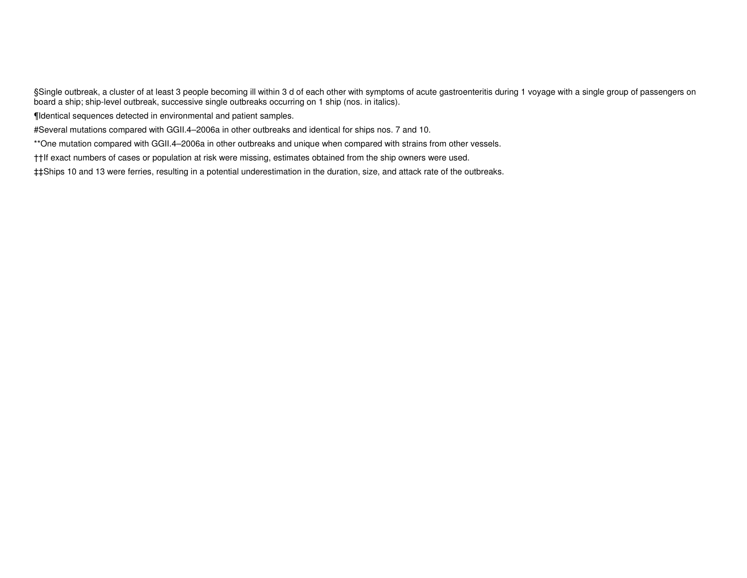§Single outbreak, a cluster of at least 3 people becoming ill within 3 d of each other with symptoms of acute gastroenteritis during 1 voyage with a single group of passengers on board a ship; ship-level outbreak, successive single outbreaks occurring on 1 ship (nos. in italics).

¶Identical sequences detected in environmental and patient samples.

#Several mutations compared with GGII.4–2006a in other outbreaks and identical for ships nos. 7 and 10.

**One mutation compared with GGII.4–2006a in other outbreaks and unique when compared with strains from other vessels.

††If exact numbers of cases or population at risk were missing, estimates obtained from the ship owners were used.

‡‡Ships 10 and 13 were ferries, resulting in a potential underestimation in the duration, size, and attack rate of the outbreaks.